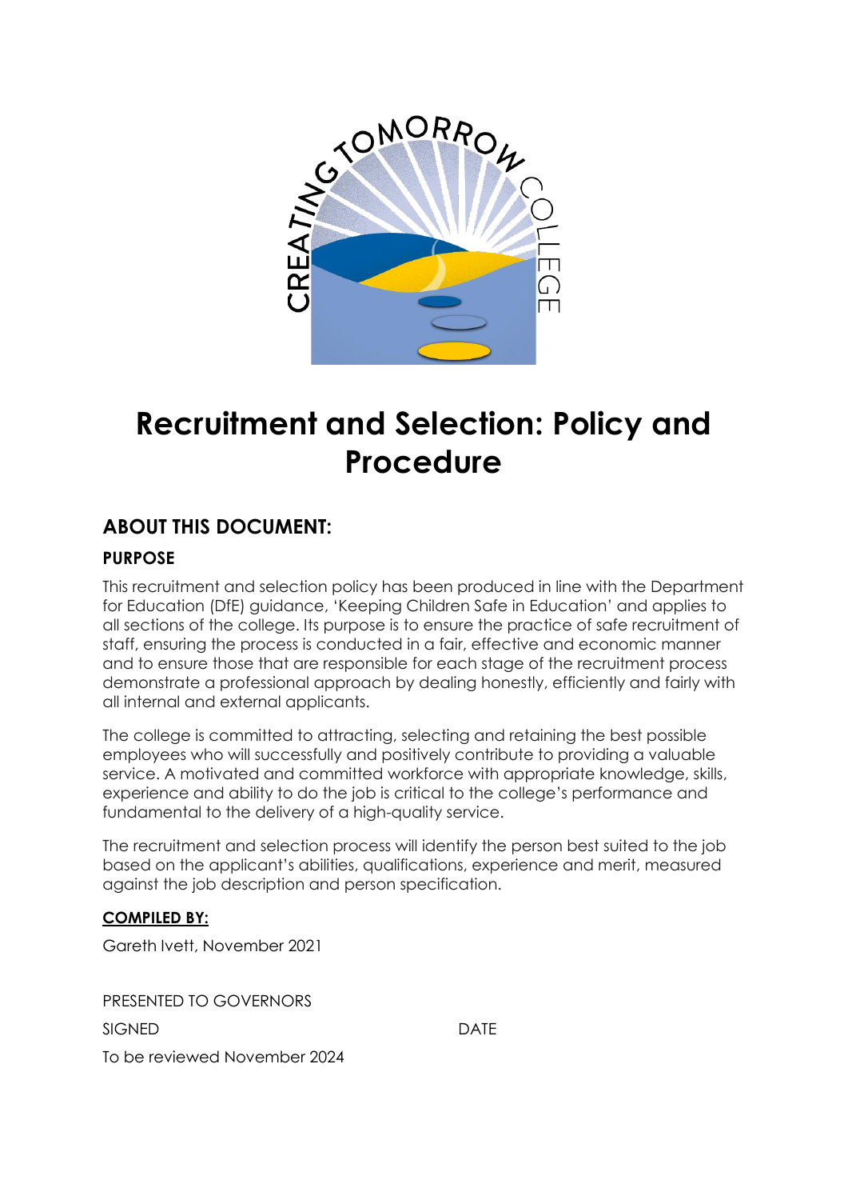# Recruitment and Selection: Policy and Procedure

## ABOUT THIS DOCUMENT:

### PURPOSE

This recruitment and selection policy has been produced in line with the Department for Education (DfE) guidance, 'Keeping Children Safe in Education' and applies to all sections of the college. Its purpose is to ensure the practice of safe recruitment of staff, ensuring the process is conducted in a fair, effective and economic manner and to ensure those that are responsible for each stage of the recruitment process demonstrate a professional approach by dealing honestly, efficiently and fairly with all internal and external applicants.

The college is committed to attracting, selecting and retaining the best possible employees who will successfully and positively contribute to providing a valuable service. A motivated and committed workforce with appropriate knowledge, skills, experience and ability to do the job is critical to the college's performance and fundamental to the delivery of a high-quality service.

The recruitment and selection process will identify the person best suited to the job based on the applicant's abilities, qualifications, experience and merit, measured against the job description and person specification.

### COMPILED BY:

Gareth Ivett, November 2021

PRESENTED TO GOVERNORS

SIGNED DATE

To be reviewed November 2024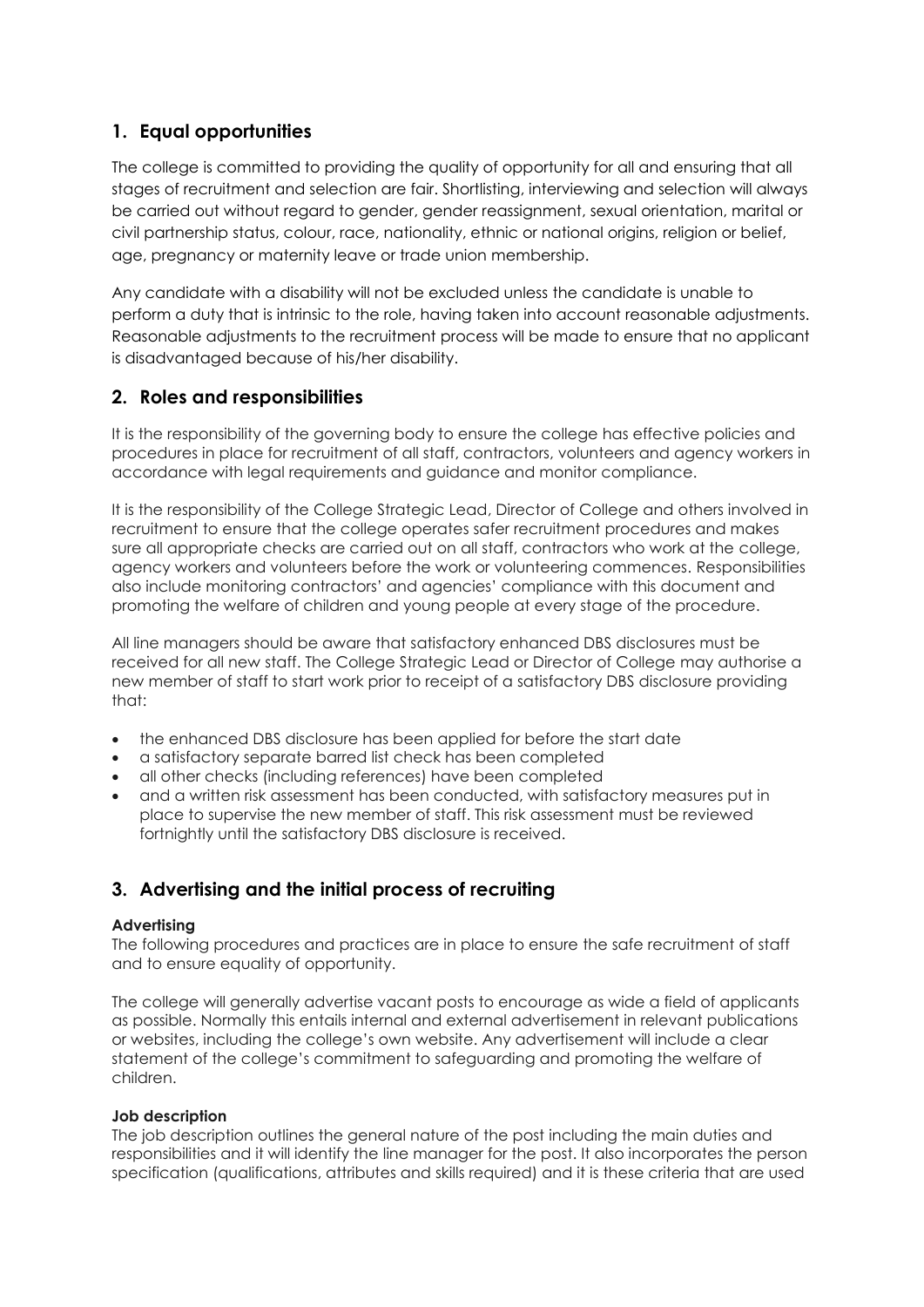## 1. Equal opportunities

The college is committed to providing the quality of opportunity for all and ensuring that all stages of recruitment and selection are fair. Shortlisting, interviewing and selection will always be carried out without regard to gender, gender reassignment, sexual orientation, marital or civil partnership status, colour, race, nationality, ethnic or national origins, religion or belief, age, pregnancy or maternity leave or trade union membership.

Any candidate with a disability will not be excluded unless the candidate is unable to perform a duty that is intrinsic to the role, having taken into account reasonable adjustments. Reasonable adjustments to the recruitment process will be made to ensure that no applicant is disadvantaged because of his/her disability.

## 2. Roles and responsibilities

It is the responsibility of the governing body to ensure the college has effective policies and procedures in place for recruitment of all staff, contractors, volunteers and agency workers in accordance with legal requirements and guidance and monitor compliance.

It is the responsibility of the College Strategic Lead, Director of College and others involved in recruitment to ensure that the college operates safer recruitment procedures and makes sure all appropriate checks are carried out on all staff, contractors who work at the college, agency workers and volunteers before the work or volunteering commences. Responsibilities also include monitoring contractors' and agencies' compliance with this document and promoting the welfare of children and young people at every stage of the procedure.

All line managers should be aware that satisfactory enhanced DBS disclosures must be received for all new staff. The College Strategic Lead or Director of College may authorise a new member of staff to start work prior to receipt of a satisfactory DBS disclosure providing that:

- the enhanced DBS disclosure has been applied for before the start date
- a satisfactory separate barred list check has been completed
- all other checks (including references) have been completed
- and a written risk assessment has been conducted, with satisfactory measures put in place to supervise the new member of staff. This risk assessment must be reviewed fortnightly until the satisfactory DBS disclosure is received.

## 3. Advertising and the initial process of recruiting

**Advertising**

The following procedures and practices are in place to ensure the safe recruitment of staff and to ensure equality of opportunity.

The college will generally advertise vacant posts to encourage as wide a field of applicants as possible. Normally this entails internal and external advertisement in relevant publications or websites, including the college's own website. Any advertisement will include a clear statement of the college's commitment to safeguarding and promoting the welfare of children.

**Job description**

The job description outlines the general nature of the post including the main duties and responsibilities and it will identify the line manager for the post. It also incorporates the person specification (qualifications, attributes and skills required) and it is these criteria that are used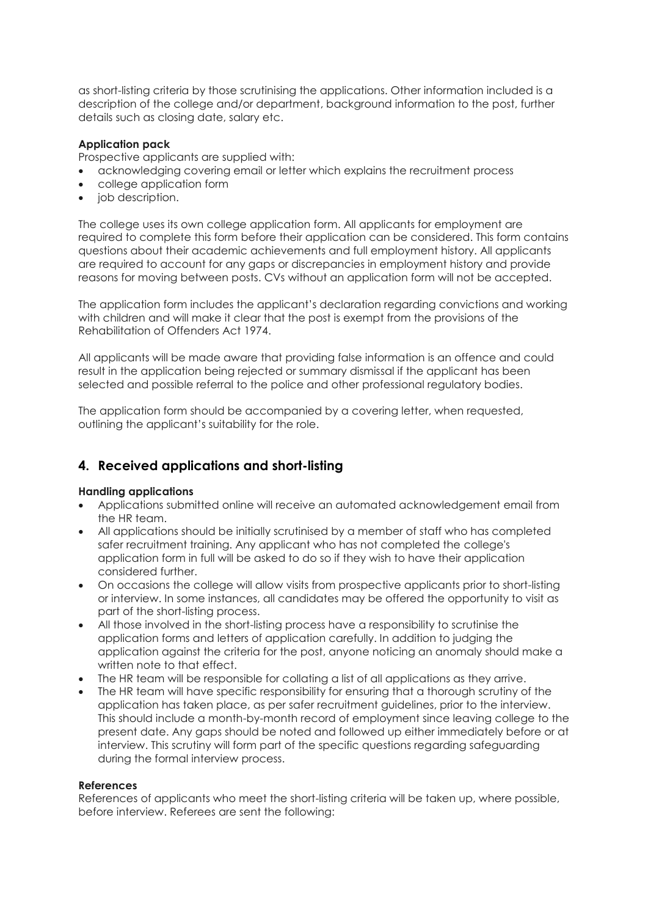as short-listing criteria by those scrutinising the applications. Other information included is a description of the college and/or department, background information to the post, further details such as closing date, salary etc.

**Application pack**

Prospective applicants are supplied with:

- acknowledging covering email or letter which explains the recruitment process
- college application form
- job description.

The college uses its own college application form. All applicants for employment are required to complete this form before their application can be considered. This form contains questions about their academic achievements and full employment history. All applicants are required to account for any gaps or discrepancies in employment history and provide reasons for moving between posts. CVs without an application form will not be accepted.

The application form includes the applicant's declaration regarding convictions and working with children and will make it clear that the post is exempt from the provisions of the Rehabilitation of Offenders Act 1974.

All applicants will be made aware that providing false information is an offence and could result in the application being rejected or summary dismissal if the applicant has been selected and possible referral to the police and other professional regulatory bodies.

The application form should be accompanied by a covering letter, when requested, outlining the applicant's suitability for the role.

## 4. Received applications and short-listing

**Handling applications**

- Applications submitted online will receive an automated acknowledgement email from the HR team.
- All applications should be initially scrutinised by a member of staff who has completed safer recruitment training. Any applicant who has not completed the college's application form in full will be asked to do so if they wish to have their application considered further.
- On occasions the college will allow visits from prospective applicants prior to short-listing or interview. In some instances, all candidates may be offered the opportunity to visit as part of the short-listing process.
- All those involved in the short-listing process have a responsibility to scrutinise the application forms and letters of application carefully. In addition to judging the application against the criteria for the post, anyone noticing an anomaly should make a written note to that effect.
- The HR team will be responsible for collating a list of all applications as they arrive.
- The HR team will have specific responsibility for ensuring that a thorough scrutiny of the application has taken place, as per safer recruitment guidelines, prior to the interview. This should include a month-by-month record of employment since leaving college to the present date. Any gaps should be noted and followed up either immediately before or at interview. This scrutiny will form part of the specific questions regarding safeguarding during the formal interview process.

**References**

References of applicants who meet the short-listing criteria will be taken up, where possible, before interview. Referees are sent the following: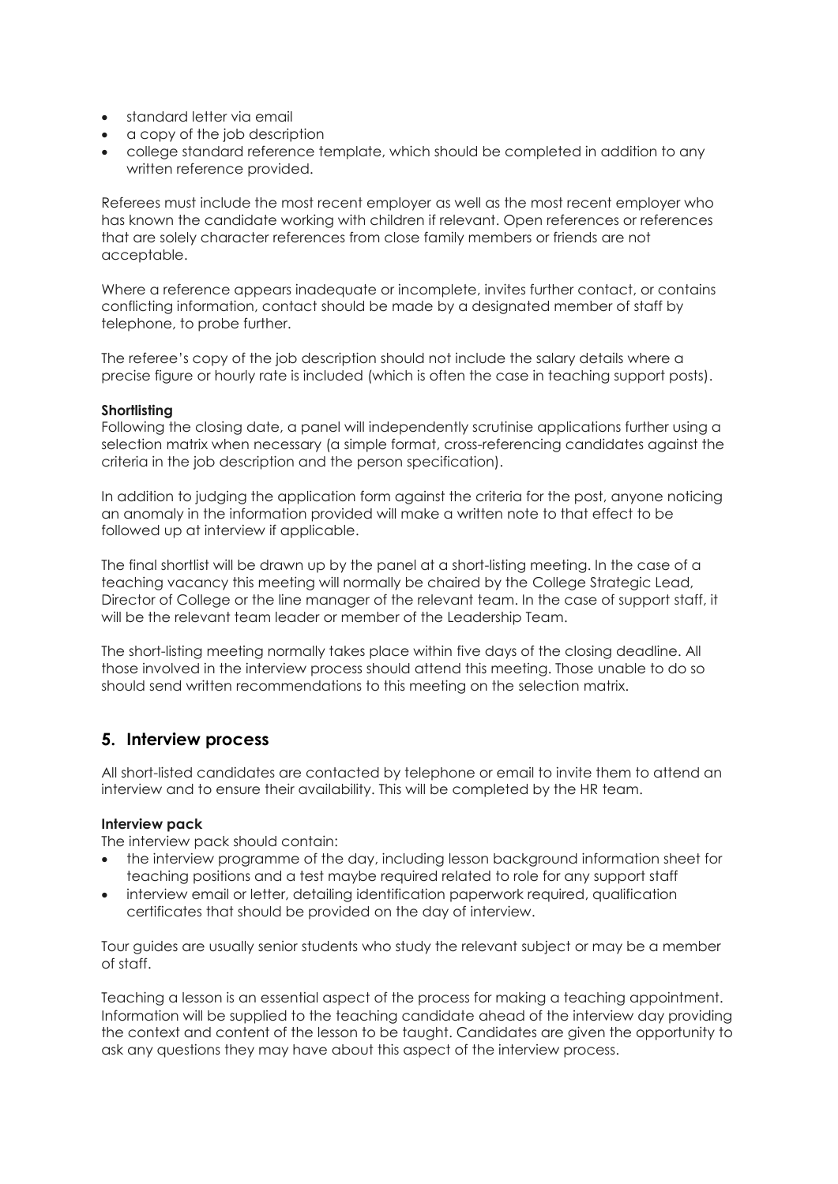- standard letter via email
- a copy of the job description
- college standard reference template, which should be completed in addition to any written reference provided.

Referees must include the most recent employer as well as the most recent employer who has known the candidate working with children if relevant. Open references or references that are solely character references from close family members or friends are not acceptable.

Where a reference appears inadequate or incomplete, invites further contact, or contains conflicting information, contact should be made by a designated member of staff by telephone, to probe further.

The referee's copy of the job description should not include the salary details where a precise figure or hourly rate is included (which is often the case in teaching support posts).

**Shortlisting**

Following the closing date, a panel will independently scrutinise applications further using a selection matrix when necessary (a simple format, cross-referencing candidates against the criteria in the job description and the person specification).

In addition to judging the application form against the criteria for the post, anyone noticing an anomaly in the information provided will make a written note to that effect to be followed up at interview if applicable.

The final shortlist will be drawn up by the panel at a short-listing meeting. In the case of a teaching vacancy this meeting will normally be chaired by the College Strategic Lead, Director of College or the line manager of the relevant team. In the case of support staff, it will be the relevant team leader or member of the Leadership Team.

The short-listing meeting normally takes place within five days of the closing deadline. All those involved in the interview process should attend this meeting. Those unable to do so should send written recommendations to this meeting on the selection matrix.

## 5. Interview process

All short-listed candidates are contacted by telephone or email to invite them to attend an interview and to ensure their availability. This will be completed by the HR team.

**Interview pack**

The interview pack should contain:

- the interview programme of the day, including lesson background information sheet for teaching positions and a test maybe required related to role for any support staff
- interview email or letter, detailing identification paperwork required, qualification certificates that should be provided on the day of interview.

Tour guides are usually senior students who study the relevant subject or may be a member of staff.

Teaching a lesson is an essential aspect of the process for making a teaching appointment. Information will be supplied to the teaching candidate ahead of the interview day providing the context and content of the lesson to be taught. Candidates are given the opportunity to ask any questions they may have about this aspect of the interview process.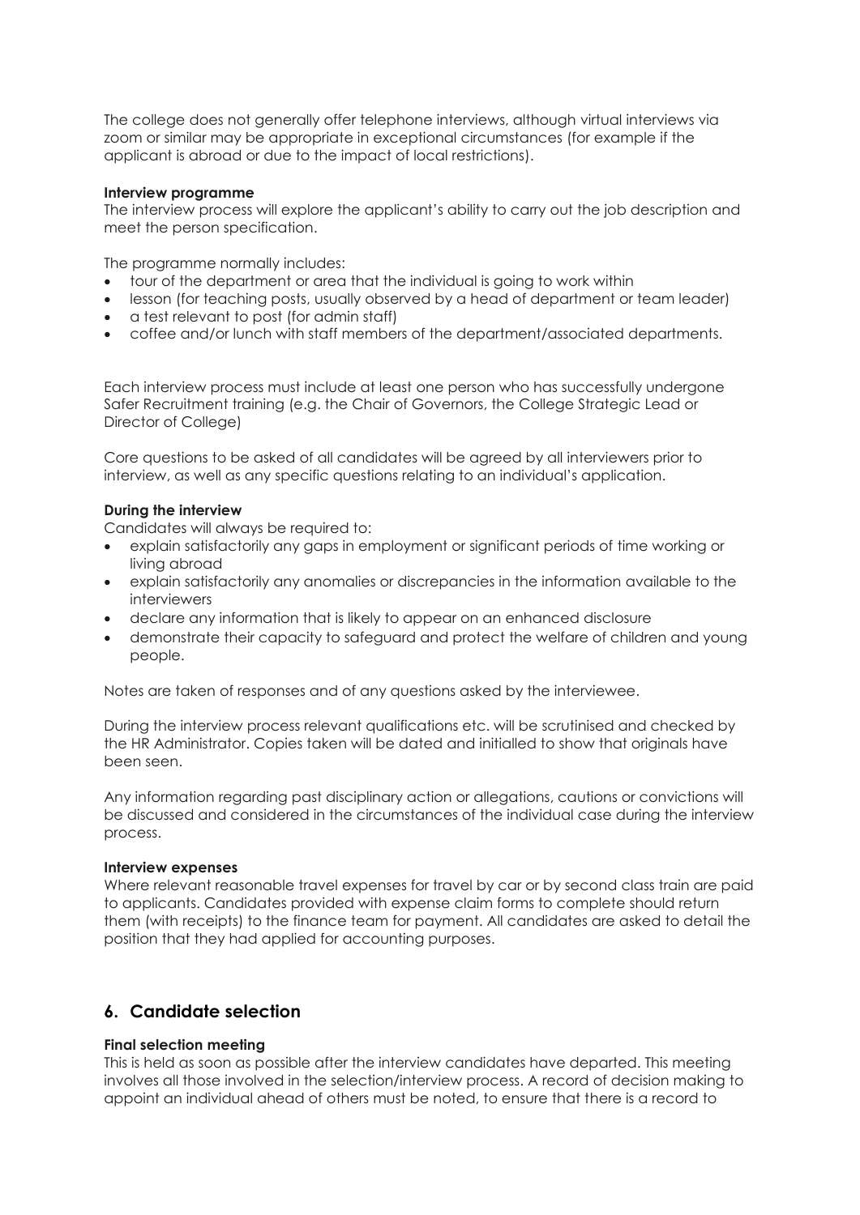The college does not generally offer telephone interviews, although virtual interviews via zoom or similar may be appropriate in exceptional circumstances (for example if the applicant is abroad or due to the impact of local restrictions).

**Interview programme**

The interview process will explore the applicant's ability to carry out the job description and meet the person specification.

The programme normally includes:

- tour of the department or area that the individual is going to work within
- lesson (for teaching posts, usually observed by a head of department or team leader)
- a test relevant to post (for admin staff)
- coffee and/or lunch with staff members of the department/associated departments.

Each interview process must include at least one person who has successfully undergone Safer Recruitment training (e.g. the Chair of Governors, the College Strategic Lead or Director of College)

Core questions to be asked of all candidates will be agreed by all interviewers prior to interview, as well as any specific questions relating to an individual's application.

**During the interview**

Candidates will always be required to:

- explain satisfactorily any gaps in employment or significant periods of time working or living abroad
- explain satisfactorily any anomalies or discrepancies in the information available to the interviewers
- declare any information that is likely to appear on an enhanced disclosure
- demonstrate their capacity to safeguard and protect the welfare of children and young people.

Notes are taken of responses and of any questions asked by the interviewee.

During the interview process relevant qualifications etc. will be scrutinised and checked by the HR Administrator. Copies taken will be dated and initialled to show that originals have been seen.

Any information regarding past disciplinary action or allegations, cautions or convictions will be discussed and considered in the circumstances of the individual case during the interview process.

**Interview expenses**

Where relevant reasonable travel expenses for travel by car or by second class train are paid to applicants. Candidates provided with expense claim forms to complete should return them (with receipts) to the finance team for payment. All candidates are asked to detail the position that they had applied for accounting purposes.

## 6. Candidate selection

**Final selection meeting**

This is held as soon as possible after the interview candidates have departed. This meeting involves all those involved in the selection/interview process. A record of decision making to appoint an individual ahead of others must be noted, to ensure that there is a record to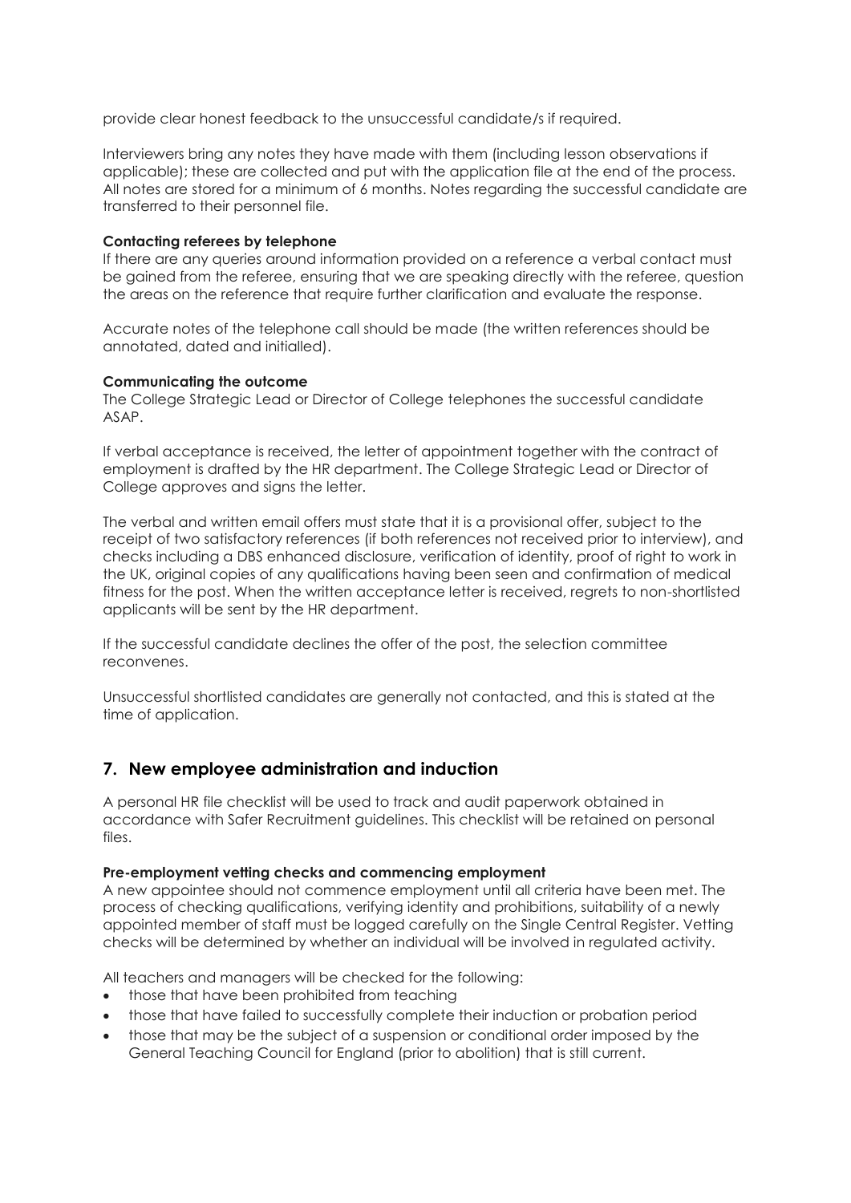provide clear honest feedback to the unsuccessful candidate/s if required.

Interviewers bring any notes they have made with them (including lesson observations if applicable); these are collected and put with the application file at the end of the process. All notes are stored for a minimum of 6 months. Notes regarding the successful candidate are transferred to their personnel file.

**Contacting referees by telephone**
If there are any queries around information provided on a reference a verbal contact must be gained from the referee, ensuring that we are speaking directly with the referee, question the areas on the reference that require further clarification and evaluate the response.

Accurate notes of the telephone call should be made (the written references should be annotated, dated and initialled).

**Communicating the outcome**
The College Strategic Lead or Director of College telephones the successful candidate ASAP.

If verbal acceptance is received, the letter of appointment together with the contract of employment is drafted by the HR department. The College Strategic Lead or Director of College approves and signs the letter.

The verbal and written email offers must state that it is a provisional offer, subject to the receipt of two satisfactory references (if both references not received prior to interview), and checks including a DBS enhanced disclosure, verification of identity, proof of right to work in the UK, original copies of any qualifications having been seen and confirmation of medical fitness for the post. When the written acceptance letter is received, regrets to non-shortlisted applicants will be sent by the HR department.

If the successful candidate declines the offer of the post, the selection committee reconvenes.

Unsuccessful shortlisted candidates are generally not contacted, and this is stated at the time of application.

## 7. New employee administration and induction

A personal HR file checklist will be used to track and audit paperwork obtained in accordance with Safer Recruitment guidelines. This checklist will be retained on personal files.

**Pre-employment vetting checks and commencing employment**
A new appointee should not commence employment until all criteria have been met. The process of checking qualifications, verifying identity and prohibitions, suitability of a newly appointed member of staff must be logged carefully on the Single Central Register. Vetting checks will be determined by whether an individual will be involved in regulated activity.

All teachers and managers will be checked for the following:

- those that have been prohibited from teaching
- those that have failed to successfully complete their induction or probation period
- those that may be the subject of a suspension or conditional order imposed by the General Teaching Council for England (prior to abolition) that is still current.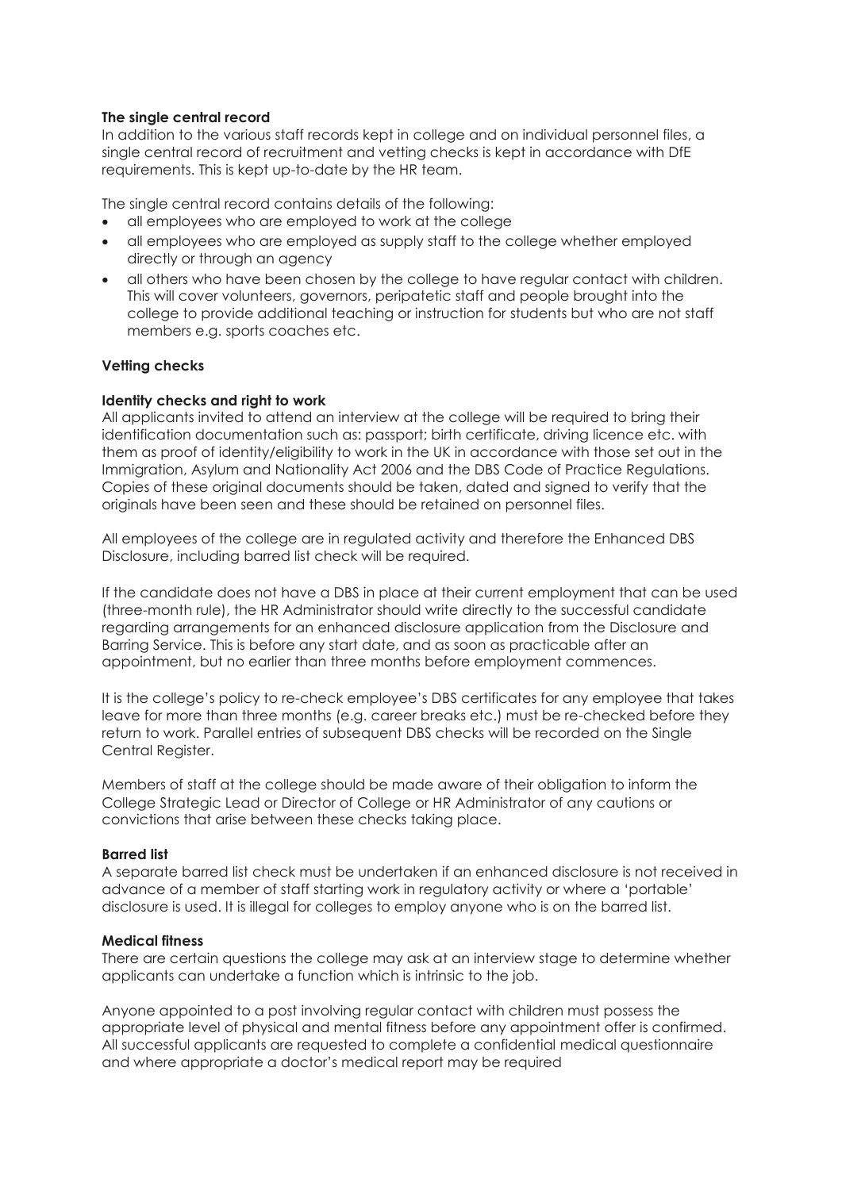**The single central record**

In addition to the various staff records kept in college and on individual personnel files, a single central record of recruitment and vetting checks is kept in accordance with DfE requirements. This is kept up-to-date by the HR team.

The single central record contains details of the following:

- all employees who are employed to work at the college
- all employees who are employed as supply staff to the college whether employed directly or through an agency
- all others who have been chosen by the college to have regular contact with children. This will cover volunteers, governors, peripatetic staff and people brought into the college to provide additional teaching or instruction for students but who are not staff members e.g. sports coaches etc.

**Vetting checks**

**Identity checks and right to work**

All applicants invited to attend an interview at the college will be required to bring their identification documentation such as: passport; birth certificate, driving licence etc. with them as proof of identity/eligibility to work in the UK in accordance with those set out in the Immigration, Asylum and Nationality Act 2006 and the DBS Code of Practice Regulations. Copies of these original documents should be taken, dated and signed to verify that the originals have been seen and these should be retained on personnel files.

All employees of the college are in regulated activity and therefore the Enhanced DBS Disclosure, including barred list check will be required.

If the candidate does not have a DBS in place at their current employment that can be used (three-month rule), the HR Administrator should write directly to the successful candidate regarding arrangements for an enhanced disclosure application from the Disclosure and Barring Service. This is before any start date, and as soon as practicable after an appointment, but no earlier than three months before employment commences.

It is the college's policy to re-check employee's DBS certificates for any employee that takes leave for more than three months (e.g. career breaks etc.) must be re-checked before they return to work. Parallel entries of subsequent DBS checks will be recorded on the Single Central Register.

Members of staff at the college should be made aware of their obligation to inform the College Strategic Lead or Director of College or HR Administrator of any cautions or convictions that arise between these checks taking place.

**Barred list**

A separate barred list check must be undertaken if an enhanced disclosure is not received in advance of a member of staff starting work in regulatory activity or where a 'portable' disclosure is used. It is illegal for colleges to employ anyone who is on the barred list.

**Medical fitness**

There are certain questions the college may ask at an interview stage to determine whether applicants can undertake a function which is intrinsic to the job.

Anyone appointed to a post involving regular contact with children must possess the appropriate level of physical and mental fitness before any appointment offer is confirmed. All successful applicants are requested to complete a confidential medical questionnaire and where appropriate a doctor's medical report may be required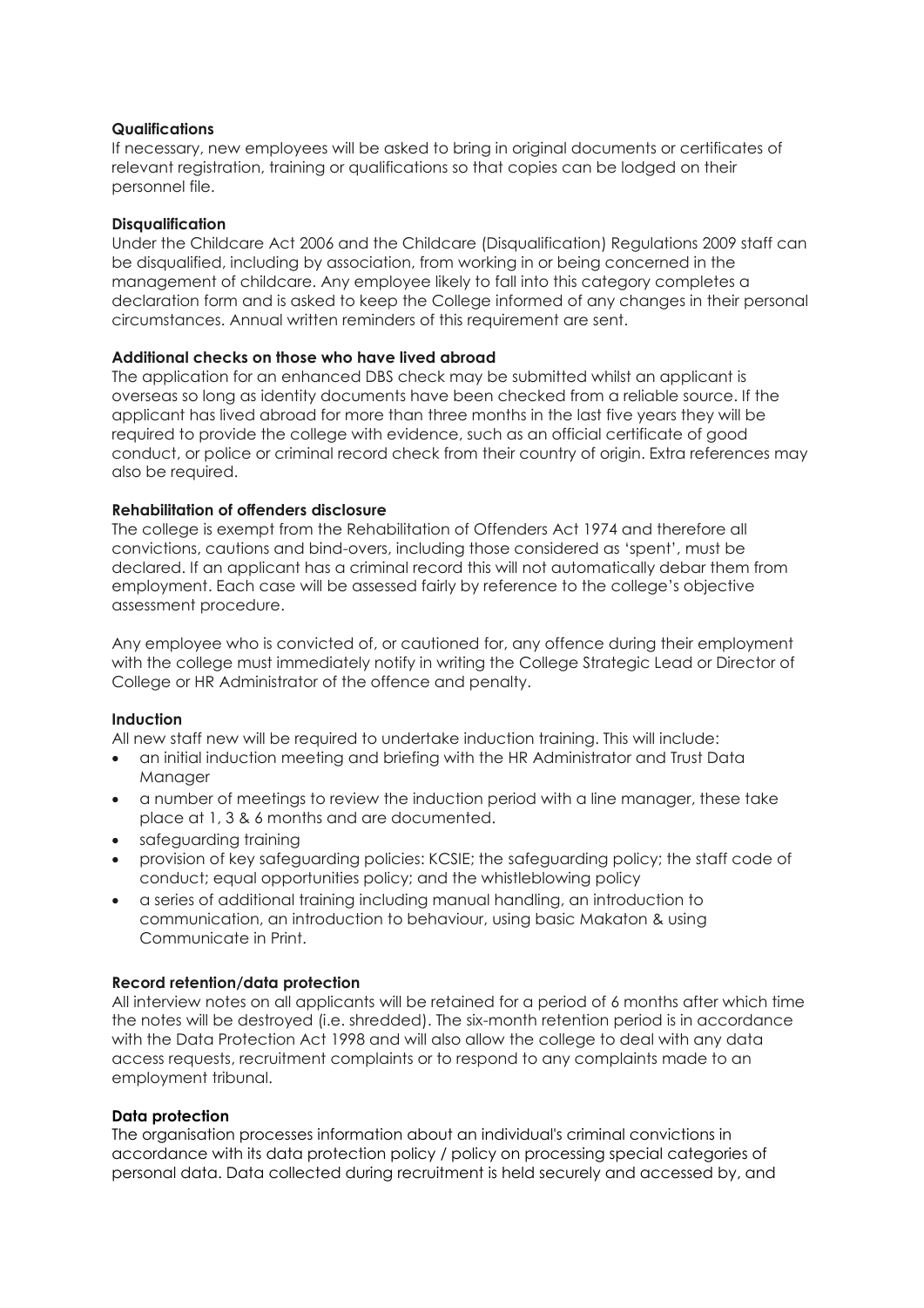**Qualifications**

If necessary, new employees will be asked to bring in original documents or certificates of relevant registration, training or qualifications so that copies can be lodged on their personnel file.

**Disqualification**

Under the Childcare Act 2006 and the Childcare (Disqualification) Regulations 2009 staff can be disqualified, including by association, from working in or being concerned in the management of childcare. Any employee likely to fall into this category completes a declaration form and is asked to keep the College informed of any changes in their personal circumstances. Annual written reminders of this requirement are sent.

**Additional checks on those who have lived abroad**

The application for an enhanced DBS check may be submitted whilst an applicant is overseas so long as identity documents have been checked from a reliable source. If the applicant has lived abroad for more than three months in the last five years they will be required to provide the college with evidence, such as an official certificate of good conduct, or police or criminal record check from their country of origin. Extra references may also be required.

**Rehabilitation of offenders disclosure**

The college is exempt from the Rehabilitation of Offenders Act 1974 and therefore all convictions, cautions and bind-overs, including those considered as 'spent', must be declared. If an applicant has a criminal record this will not automatically debar them from employment. Each case will be assessed fairly by reference to the college's objective assessment procedure.

Any employee who is convicted of, or cautioned for, any offence during their employment with the college must immediately notify in writing the College Strategic Lead or Director of College or HR Administrator of the offence and penalty.

**Induction**

All new staff new will be required to undertake induction training. This will include:

- an initial induction meeting and briefing with the HR Administrator and Trust Data Manager
- a number of meetings to review the induction period with a line manager, these take place at 1, 3 & 6 months and are documented.
- safeguarding training
- provision of key safeguarding policies: KCSIE; the safeguarding policy; the staff code of conduct; equal opportunities policy; and the whistleblowing policy
- a series of additional training including manual handling, an introduction to communication, an introduction to behaviour, using basic Makaton & using Communicate in Print.

**Record retention/data protection**

All interview notes on all applicants will be retained for a period of 6 months after which time the notes will be destroyed (i.e. shredded). The six-month retention period is in accordance with the Data Protection Act 1998 and will also allow the college to deal with any data access requests, recruitment complaints or to respond to any complaints made to an employment tribunal.

**Data protection**

The organisation processes information about an individual's criminal convictions in accordance with its data protection policy / policy on processing special categories of personal data. Data collected during recruitment is held securely and accessed by, and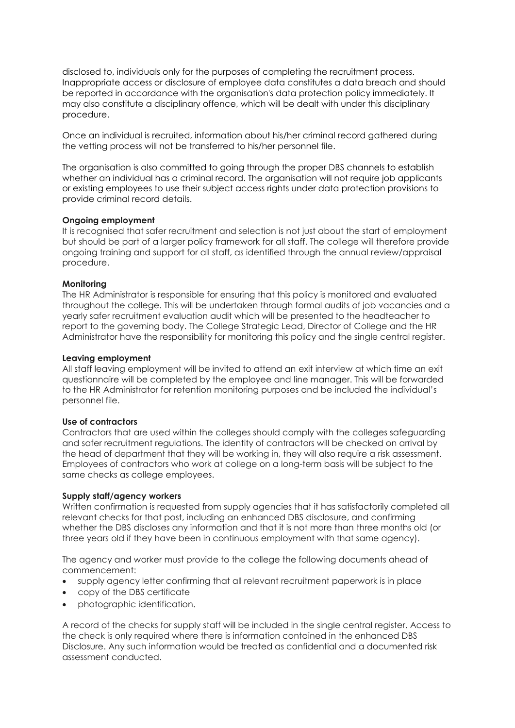disclosed to, individuals only for the purposes of completing the recruitment process. Inappropriate access or disclosure of employee data constitutes a data breach and should be reported in accordance with the organisation's data protection policy immediately. It may also constitute a disciplinary offence, which will be dealt with under this disciplinary procedure.

Once an individual is recruited, information about his/her criminal record gathered during the vetting process will not be transferred to his/her personnel file.

The organisation is also committed to going through the proper DBS channels to establish whether an individual has a criminal record. The organisation will not require job applicants or existing employees to use their subject access rights under data protection provisions to provide criminal record details.

**Ongoing employment**
It is recognised that safer recruitment and selection is not just about the start of employment but should be part of a larger policy framework for all staff. The college will therefore provide ongoing training and support for all staff, as identified through the annual review/appraisal procedure.

**Monitoring**
The HR Administrator is responsible for ensuring that this policy is monitored and evaluated throughout the college. This will be undertaken through formal audits of job vacancies and a yearly safer recruitment evaluation audit which will be presented to the headteacher to report to the governing body. The College Strategic Lead, Director of College and the HR Administrator have the responsibility for monitoring this policy and the single central register.

**Leaving employment**
All staff leaving employment will be invited to attend an exit interview at which time an exit questionnaire will be completed by the employee and line manager. This will be forwarded to the HR Administrator for retention monitoring purposes and be included the individual's personnel file.

**Use of contractors**
Contractors that are used within the colleges should comply with the colleges safeguarding and safer recruitment regulations. The identity of contractors will be checked on arrival by the head of department that they will be working in, they will also require a risk assessment. Employees of contractors who work at college on a long-term basis will be subject to the same checks as college employees.

**Supply staff/agency workers**
Written confirmation is requested from supply agencies that it has satisfactorily completed all relevant checks for that post, including an enhanced DBS disclosure, and confirming whether the DBS discloses any information and that it is not more than three months old (or three years old if they have been in continuous employment with that same agency).

The agency and worker must provide to the college the following documents ahead of commencement:

- supply agency letter confirming that all relevant recruitment paperwork is in place
- copy of the DBS certificate
- photographic identification.

A record of the checks for supply staff will be included in the single central register. Access to the check is only required where there is information contained in the enhanced DBS Disclosure. Any such information would be treated as confidential and a documented risk assessment conducted.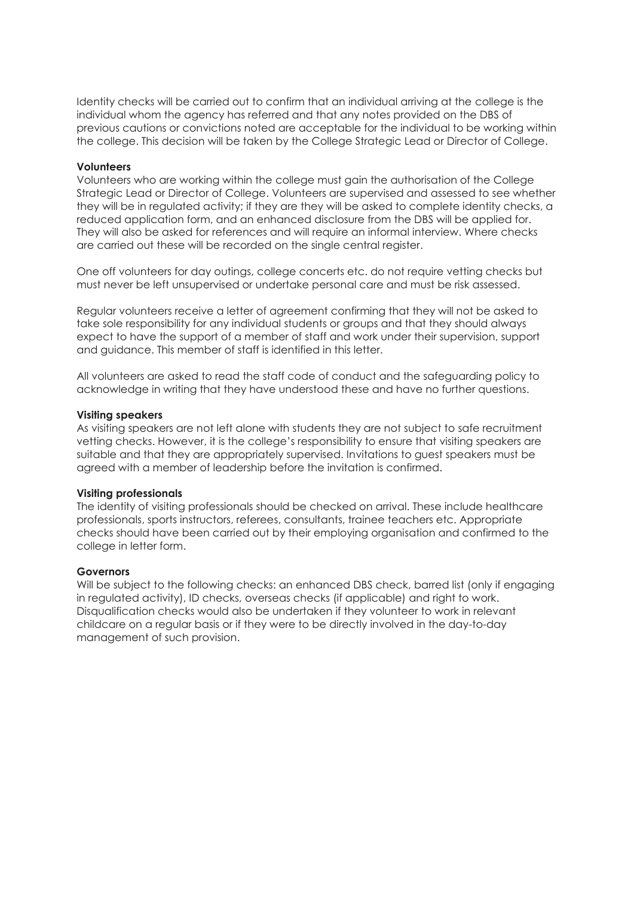Identity checks will be carried out to confirm that an individual arriving at the college is the individual whom the agency has referred and that any notes provided on the DBS of previous cautions or convictions noted are acceptable for the individual to be working within the college. This decision will be taken by the College Strategic Lead or Director of College.

**Volunteers**

Volunteers who are working within the college must gain the authorisation of the College Strategic Lead or Director of College. Volunteers are supervised and assessed to see whether they will be in regulated activity; if they are they will be asked to complete identity checks, a reduced application form, and an enhanced disclosure from the DBS will be applied for. They will also be asked for references and will require an informal interview. Where checks are carried out these will be recorded on the single central register.

One off volunteers for day outings, college concerts etc. do not require vetting checks but must never be left unsupervised or undertake personal care and must be risk assessed.

Regular volunteers receive a letter of agreement confirming that they will not be asked to take sole responsibility for any individual students or groups and that they should always expect to have the support of a member of staff and work under their supervision, support and guidance. This member of staff is identified in this letter.

All volunteers are asked to read the staff code of conduct and the safeguarding policy to acknowledge in writing that they have understood these and have no further questions.

**Visiting speakers**

As visiting speakers are not left alone with students they are not subject to safe recruitment vetting checks. However, it is the college's responsibility to ensure that visiting speakers are suitable and that they are appropriately supervised. Invitations to guest speakers must be agreed with a member of leadership before the invitation is confirmed.

**Visiting professionals**

The identity of visiting professionals should be checked on arrival. These include healthcare professionals, sports instructors, referees, consultants, trainee teachers etc. Appropriate checks should have been carried out by their employing organisation and confirmed to the college in letter form.

**Governors**

Will be subject to the following checks: an enhanced DBS check, barred list (only if engaging in regulated activity), ID checks, overseas checks (if applicable) and right to work. Disqualification checks would also be undertaken if they volunteer to work in relevant childcare on a regular basis or if they were to be directly involved in the day-to-day management of such provision.